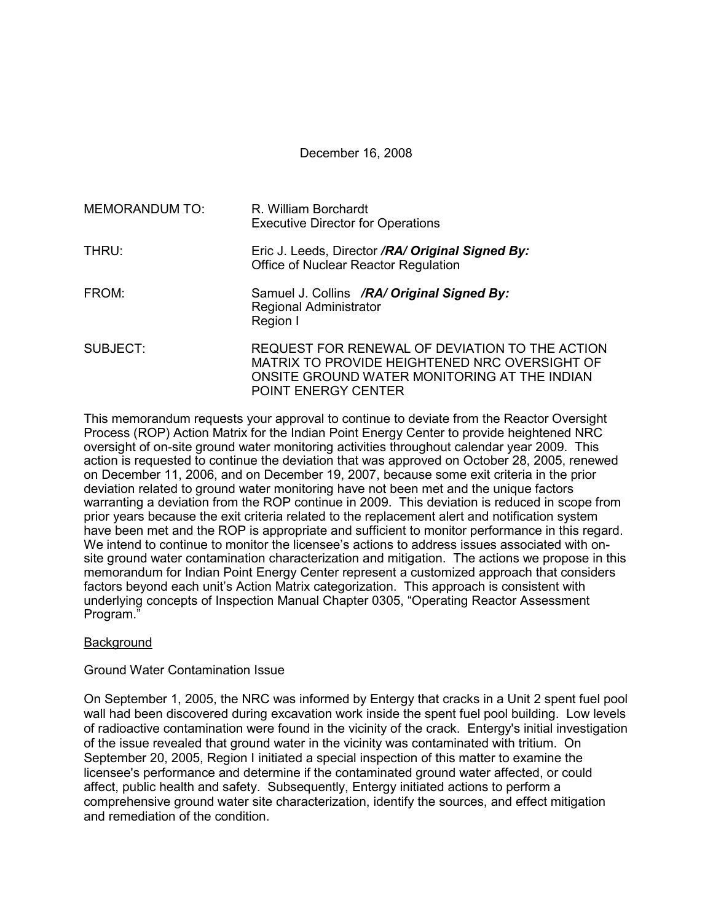December 16, 2008

| | |
|---|---|
| MEMORANDUM TO: | R. William Borchardt<br>Executive Director for Operations |
| THRU: | Eric J. Leeds, Director ***/RA/ Original Signed By:***<br>Office of Nuclear Reactor Regulation |
| FROM: | Samuel J. Collins ***/RA/ Original Signed By:***<br>Regional Administrator<br>Region I |
| SUBJECT: | REQUEST FOR RENEWAL OF DEVIATION TO THE ACTION MATRIX TO PROVIDE HEIGHTENED NRC OVERSIGHT OF ONSITE GROUND WATER MONITORING AT THE INDIAN POINT ENERGY CENTER |

This memorandum requests your approval to continue to deviate from the Reactor Oversight Process (ROP) Action Matrix for the Indian Point Energy Center to provide heightened NRC oversight of on-site ground water monitoring activities throughout calendar year 2009. This action is requested to continue the deviation that was approved on October 28, 2005, renewed on December 11, 2006, and on December 19, 2007, because some exit criteria in the prior deviation related to ground water monitoring have not been met and the unique factors warranting a deviation from the ROP continue in 2009. This deviation is reduced in scope from prior years because the exit criteria related to the replacement alert and notification system have been met and the ROP is appropriate and sufficient to monitor performance in this regard. We intend to continue to monitor the licensee's actions to address issues associated with on-site ground water contamination characterization and mitigation. The actions we propose in this memorandum for Indian Point Energy Center represent a customized approach that considers factors beyond each unit's Action Matrix categorization. This approach is consistent with underlying concepts of Inspection Manual Chapter 0305, "Operating Reactor Assessment Program."

<u>Background</u>

Ground Water Contamination Issue

On September 1, 2005, the NRC was informed by Entergy that cracks in a Unit 2 spent fuel pool wall had been discovered during excavation work inside the spent fuel pool building. Low levels of radioactive contamination were found in the vicinity of the crack. Entergy's initial investigation of the issue revealed that ground water in the vicinity was contaminated with tritium. On September 20, 2005, Region I initiated a special inspection of this matter to examine the licensee's performance and determine if the contaminated ground water affected, or could affect, public health and safety. Subsequently, Entergy initiated actions to perform a comprehensive ground water site characterization, identify the sources, and effect mitigation and remediation of the condition.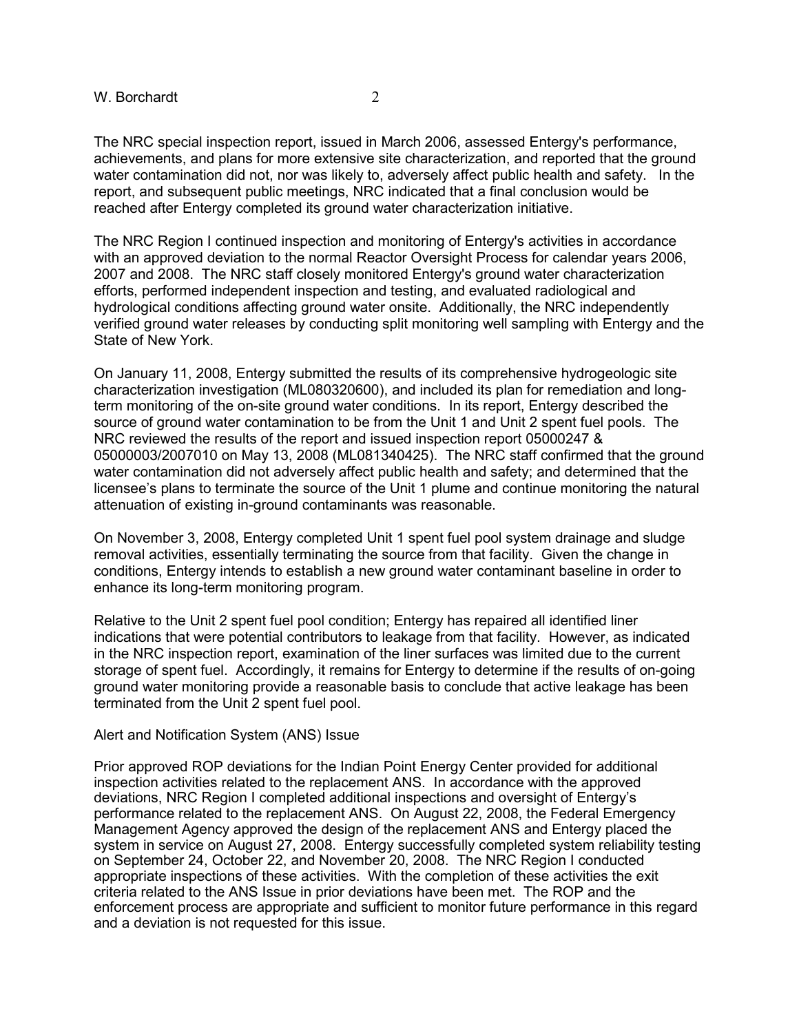The NRC special inspection report, issued in March 2006, assessed Entergy's performance, achievements, and plans for more extensive site characterization, and reported that the ground water contamination did not, nor was likely to, adversely affect public health and safety. In the report, and subsequent public meetings, NRC indicated that a final conclusion would be reached after Entergy completed its ground water characterization initiative.

The NRC Region I continued inspection and monitoring of Entergy's activities in accordance with an approved deviation to the normal Reactor Oversight Process for calendar years 2006, 2007 and 2008. The NRC staff closely monitored Entergy's ground water characterization efforts, performed independent inspection and testing, and evaluated radiological and hydrological conditions affecting ground water onsite. Additionally, the NRC independently verified ground water releases by conducting split monitoring well sampling with Entergy and the State of New York.

On January 11, 2008, Entergy submitted the results of its comprehensive hydrogeologic site characterization investigation (ML080320600), and included its plan for remediation and long-term monitoring of the on-site ground water conditions. In its report, Entergy described the source of ground water contamination to be from the Unit 1 and Unit 2 spent fuel pools. The NRC reviewed the results of the report and issued inspection report 05000247 & 05000003/2007010 on May 13, 2008 (ML081340425). The NRC staff confirmed that the ground water contamination did not adversely affect public health and safety; and determined that the licensee's plans to terminate the source of the Unit 1 plume and continue monitoring the natural attenuation of existing in-ground contaminants was reasonable.

On November 3, 2008, Entergy completed Unit 1 spent fuel pool system drainage and sludge removal activities, essentially terminating the source from that facility. Given the change in conditions, Entergy intends to establish a new ground water contaminant baseline in order to enhance its long-term monitoring program.

Relative to the Unit 2 spent fuel pool condition; Entergy has repaired all identified liner indications that were potential contributors to leakage from that facility. However, as indicated in the NRC inspection report, examination of the liner surfaces was limited due to the current storage of spent fuel. Accordingly, it remains for Entergy to determine if the results of on-going ground water monitoring provide a reasonable basis to conclude that active leakage has been terminated from the Unit 2 spent fuel pool.

Alert and Notification System (ANS) Issue

Prior approved ROP deviations for the Indian Point Energy Center provided for additional inspection activities related to the replacement ANS. In accordance with the approved deviations, NRC Region I completed additional inspections and oversight of Entergy's performance related to the replacement ANS. On August 22, 2008, the Federal Emergency Management Agency approved the design of the replacement ANS and Entergy placed the system in service on August 27, 2008. Entergy successfully completed system reliability testing on September 24, October 22, and November 20, 2008. The NRC Region I conducted appropriate inspections of these activities. With the completion of these activities the exit criteria related to the ANS Issue in prior deviations have been met. The ROP and the enforcement process are appropriate and sufficient to monitor future performance in this regard and a deviation is not requested for this issue.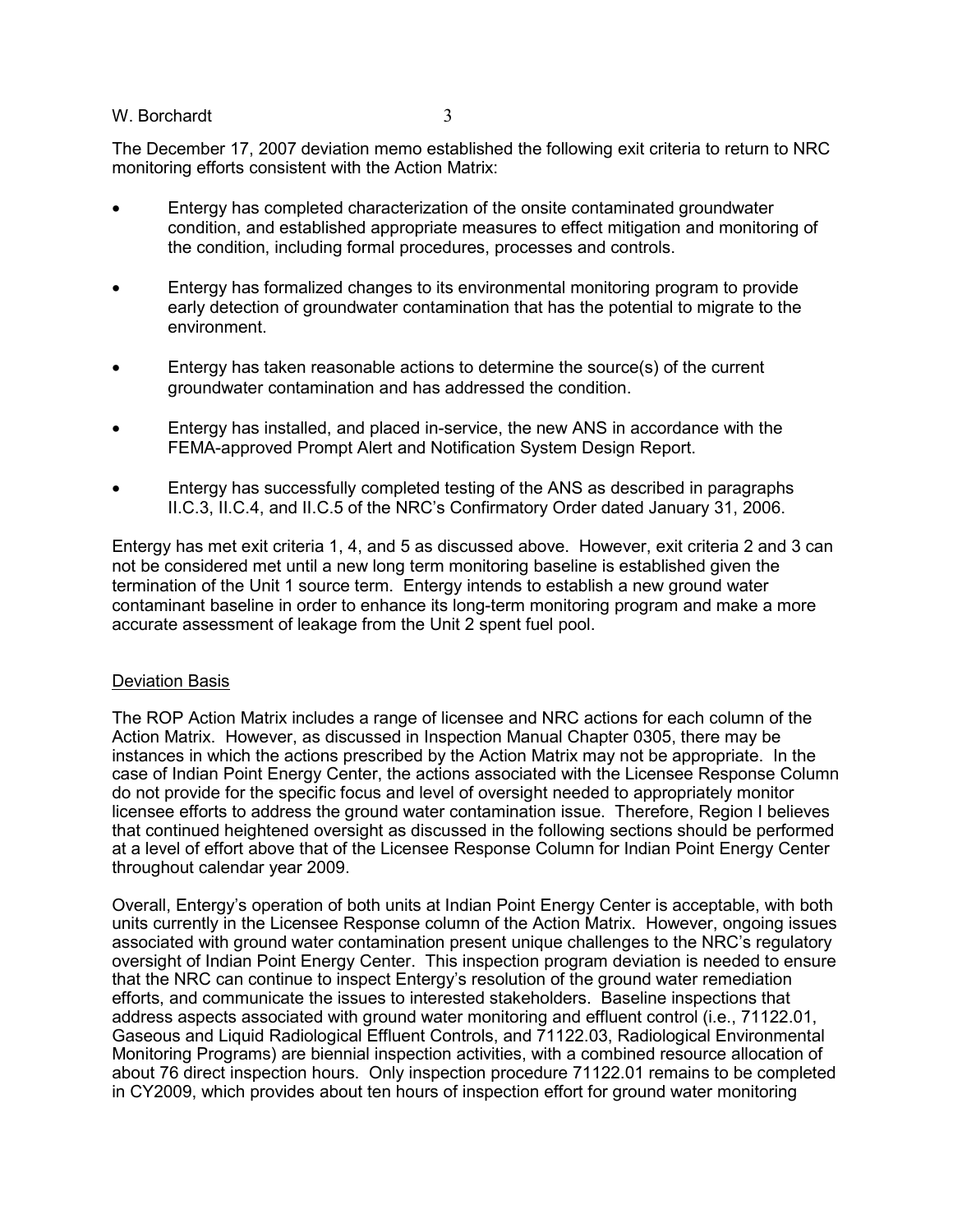The December 17, 2007 deviation memo established the following exit criteria to return to NRC monitoring efforts consistent with the Action Matrix:

- Entergy has completed characterization of the onsite contaminated groundwater condition, and established appropriate measures to effect mitigation and monitoring of the condition, including formal procedures, processes and controls.
- Entergy has formalized changes to its environmental monitoring program to provide early detection of groundwater contamination that has the potential to migrate to the environment.
- Entergy has taken reasonable actions to determine the source(s) of the current groundwater contamination and has addressed the condition.
- Entergy has installed, and placed in-service, the new ANS in accordance with the FEMA-approved Prompt Alert and Notification System Design Report.
- Entergy has successfully completed testing of the ANS as described in paragraphs II.C.3, II.C.4, and II.C.5 of the NRC's Confirmatory Order dated January 31, 2006.

Entergy has met exit criteria 1, 4, and 5 as discussed above. However, exit criteria 2 and 3 can not be considered met until a new long term monitoring baseline is established given the termination of the Unit 1 source term. Entergy intends to establish a new ground water contaminant baseline in order to enhance its long-term monitoring program and make a more accurate assessment of leakage from the Unit 2 spent fuel pool.

## Deviation Basis

The ROP Action Matrix includes a range of licensee and NRC actions for each column of the Action Matrix. However, as discussed in Inspection Manual Chapter 0305, there may be instances in which the actions prescribed by the Action Matrix may not be appropriate. In the case of Indian Point Energy Center, the actions associated with the Licensee Response Column do not provide for the specific focus and level of oversight needed to appropriately monitor licensee efforts to address the ground water contamination issue. Therefore, Region I believes that continued heightened oversight as discussed in the following sections should be performed at a level of effort above that of the Licensee Response Column for Indian Point Energy Center throughout calendar year 2009.

Overall, Entergy's operation of both units at Indian Point Energy Center is acceptable, with both units currently in the Licensee Response column of the Action Matrix. However, ongoing issues associated with ground water contamination present unique challenges to the NRC's regulatory oversight of Indian Point Energy Center. This inspection program deviation is needed to ensure that the NRC can continue to inspect Entergy's resolution of the ground water remediation efforts, and communicate the issues to interested stakeholders. Baseline inspections that address aspects associated with ground water monitoring and effluent control (i.e., 71122.01, Gaseous and Liquid Radiological Effluent Controls, and 71122.03, Radiological Environmental Monitoring Programs) are biennial inspection activities, with a combined resource allocation of about 76 direct inspection hours. Only inspection procedure 71122.01 remains to be completed in CY2009, which provides about ten hours of inspection effort for ground water monitoring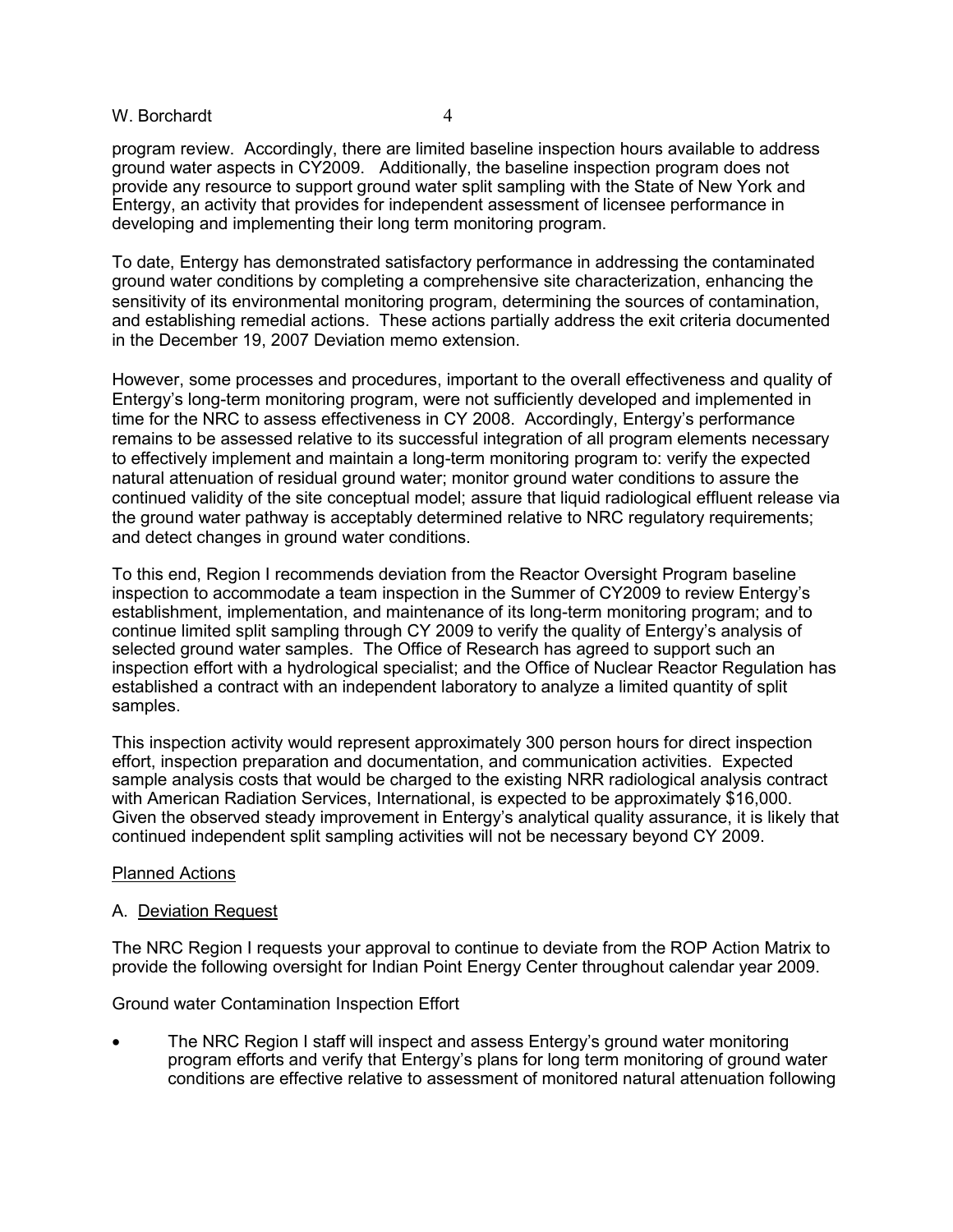program review. Accordingly, there are limited baseline inspection hours available to address ground water aspects in CY2009. Additionally, the baseline inspection program does not provide any resource to support ground water split sampling with the State of New York and Entergy, an activity that provides for independent assessment of licensee performance in developing and implementing their long term monitoring program.

To date, Entergy has demonstrated satisfactory performance in addressing the contaminated ground water conditions by completing a comprehensive site characterization, enhancing the sensitivity of its environmental monitoring program, determining the sources of contamination, and establishing remedial actions. These actions partially address the exit criteria documented in the December 19, 2007 Deviation memo extension.

However, some processes and procedures, important to the overall effectiveness and quality of Entergy's long-term monitoring program, were not sufficiently developed and implemented in time for the NRC to assess effectiveness in CY 2008. Accordingly, Entergy's performance remains to be assessed relative to its successful integration of all program elements necessary to effectively implement and maintain a long-term monitoring program to: verify the expected natural attenuation of residual ground water; monitor ground water conditions to assure the continued validity of the site conceptual model; assure that liquid radiological effluent release via the ground water pathway is acceptably determined relative to NRC regulatory requirements; and detect changes in ground water conditions.

To this end, Region I recommends deviation from the Reactor Oversight Program baseline inspection to accommodate a team inspection in the Summer of CY2009 to review Entergy's establishment, implementation, and maintenance of its long-term monitoring program; and to continue limited split sampling through CY 2009 to verify the quality of Entergy's analysis of selected ground water samples. The Office of Research has agreed to support such an inspection effort with a hydrological specialist; and the Office of Nuclear Reactor Regulation has established a contract with an independent laboratory to analyze a limited quantity of split samples.

This inspection activity would represent approximately 300 person hours for direct inspection effort, inspection preparation and documentation, and communication activities. Expected sample analysis costs that would be charged to the existing NRR radiological analysis contract with American Radiation Services, International, is expected to be approximately $16,000. Given the observed steady improvement in Entergy's analytical quality assurance, it is likely that continued independent split sampling activities will not be necessary beyond CY 2009.

## Planned Actions

### A. Deviation Request

The NRC Region I requests your approval to continue to deviate from the ROP Action Matrix to provide the following oversight for Indian Point Energy Center throughout calendar year 2009.

Ground water Contamination Inspection Effort

- The NRC Region I staff will inspect and assess Entergy's ground water monitoring program efforts and verify that Entergy's plans for long term monitoring of ground water conditions are effective relative to assessment of monitored natural attenuation following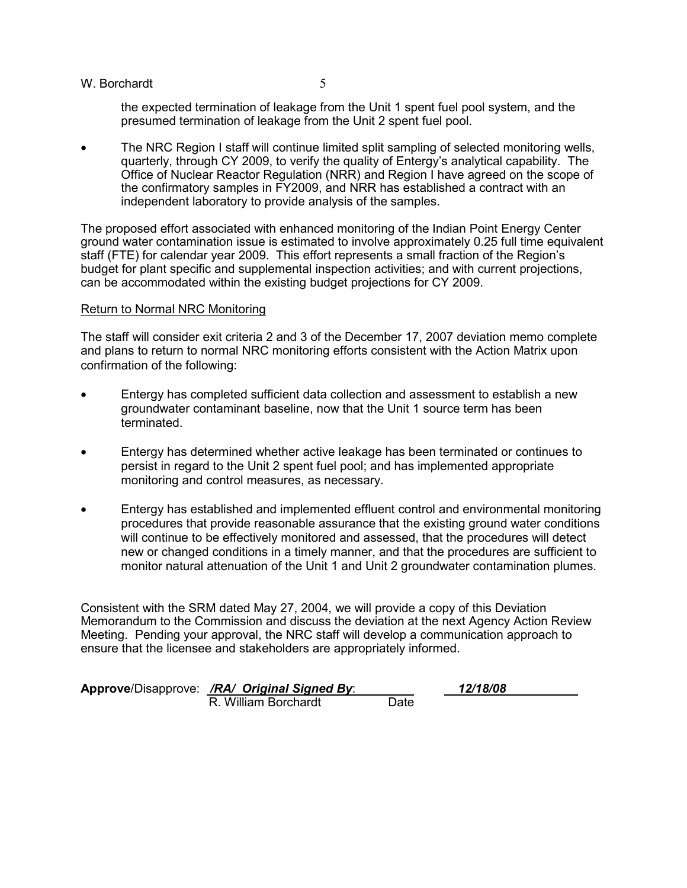the expected termination of leakage from the Unit 1 spent fuel pool system, and the presumed termination of leakage from the Unit 2 spent fuel pool.

- The NRC Region I staff will continue limited split sampling of selected monitoring wells, quarterly, through CY 2009, to verify the quality of Entergy's analytical capability. The Office of Nuclear Reactor Regulation (NRR) and Region I have agreed on the scope of the confirmatory samples in FY2009, and NRR has established a contract with an independent laboratory to provide analysis of the samples.

The proposed effort associated with enhanced monitoring of the Indian Point Energy Center ground water contamination issue is estimated to involve approximately 0.25 full time equivalent staff (FTE) for calendar year 2009. This effort represents a small fraction of the Region's budget for plant specific and supplemental inspection activities; and with current projections, can be accommodated within the existing budget projections for CY 2009.

<u>Return to Normal NRC Monitoring</u>

The staff will consider exit criteria 2 and 3 of the December 17, 2007 deviation memo complete and plans to return to normal NRC monitoring efforts consistent with the Action Matrix upon confirmation of the following:

- Entergy has completed sufficient data collection and assessment to establish a new groundwater contaminant baseline, now that the Unit 1 source term has been terminated.

- Entergy has determined whether active leakage has been terminated or continues to persist in regard to the Unit 2 spent fuel pool; and has implemented appropriate monitoring and control measures, as necessary.

- Entergy has established and implemented effluent control and environmental monitoring procedures that provide reasonable assurance that the existing ground water conditions will continue to be effectively monitored and assessed, that the procedures will detect new or changed conditions in a timely manner, and that the procedures are sufficient to monitor natural attenuation of the Unit 1 and Unit 2 groundwater contamination plumes.

Consistent with the SRM dated May 27, 2004, we will provide a copy of this Deviation Memorandum to the Commission and discuss the deviation at the next Agency Action Review Meeting. Pending your approval, the NRC staff will develop a communication approach to ensure that the licensee and stakeholders are appropriately informed.

**Approve**/Disapprove: ***/RA/ Original Signed By***: ***12/18/08***
R. William Borchardt Date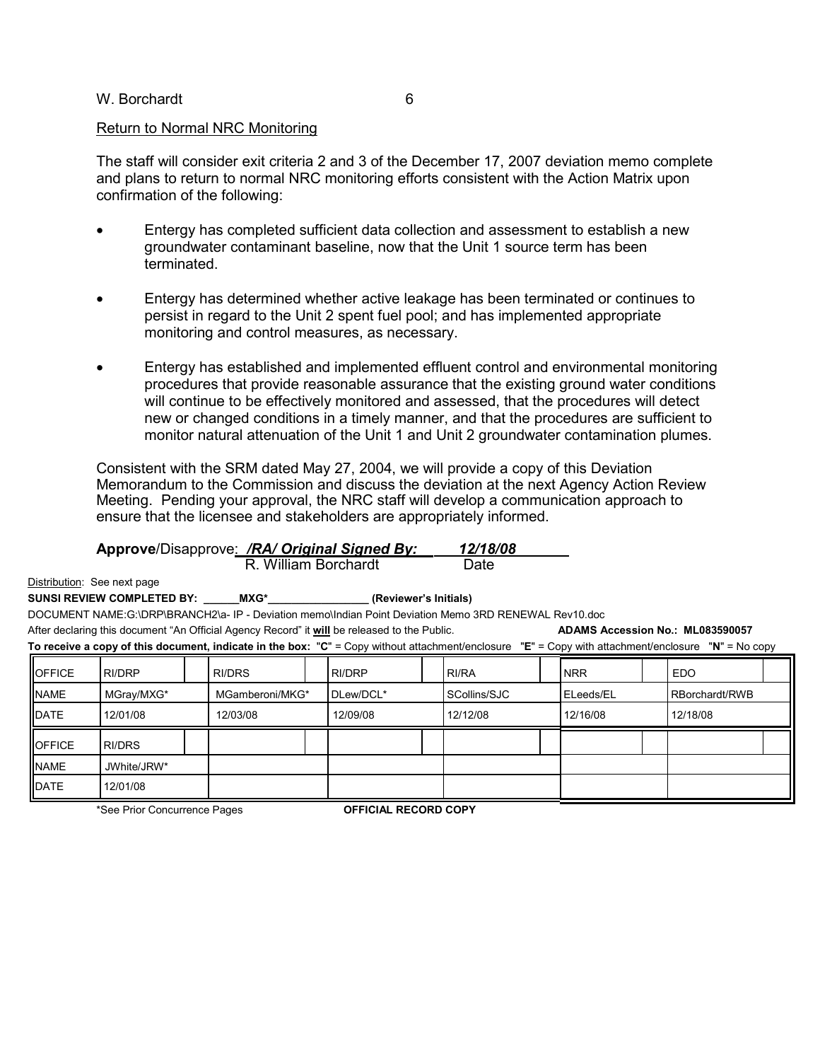Return to Normal NRC Monitoring

The staff will consider exit criteria 2 and 3 of the December 17, 2007 deviation memo complete and plans to return to normal NRC monitoring efforts consistent with the Action Matrix upon confirmation of the following:

- Entergy has completed sufficient data collection and assessment to establish a new groundwater contaminant baseline, now that the Unit 1 source term has been terminated.

- Entergy has determined whether active leakage has been terminated or continues to persist in regard to the Unit 2 spent fuel pool; and has implemented appropriate monitoring and control measures, as necessary.

- Entergy has established and implemented effluent control and environmental monitoring procedures that provide reasonable assurance that the existing ground water conditions will continue to be effectively monitored and assessed, that the procedures will detect new or changed conditions in a timely manner, and that the procedures are sufficient to monitor natural attenuation of the Unit 1 and Unit 2 groundwater contamination plumes.

Consistent with the SRM dated May 27, 2004, we will provide a copy of this Deviation Memorandum to the Commission and discuss the deviation at the next Agency Action Review Meeting. Pending your approval, the NRC staff will develop a communication approach to ensure that the licensee and stakeholders are appropriately informed.

**Approve**/Disapprove: ***/RA/ Original Signed By:*** ***12/18/08***
R. William Borchardt Date

Distribution: See next page

**SUNSI REVIEW COMPLETED BY:** ______**MXG***________________ **(Reviewer's Initials)**

DOCUMENT NAME:G:\DRP\BRANCH2\a- IP - Deviation memo\Indian Point Deviation Memo 3RD RENEWAL Rev10.doc

After declaring this document "An Official Agency Record" it **will** be released to the Public. **ADAMS Accession No.: ML083590057**

**To receive a copy of this document, indicate in the box:** "**C**" = Copy without attachment/enclosure "**E**" = Copy with attachment/enclosure "**N**" = No copy

| OFFICE | RI/DRP | | RI/DRS | | RI/DRP | | RI/RA | | NRR | | EDO | |
|---|---|---|---|---|---|---|---|---|---|---|---|---|
| NAME | MGray/MXG* | | MGamberoni/MKG* | | DLew/DCL* | | SCollins/SJC | | ELeeds/EL | | RBorchardt/RWB | |
| DATE | 12/01/08 | | 12/03/08 | | 12/09/08 | | 12/12/08 | | 12/16/08 | | 12/18/08 | |
| OFFICE | RI/DRS | | | | | | | | | | | |
| NAME | JWhite/JRW* | | | | | | | | | | | |
| DATE | 12/01/08 | | | | | | | | | | | |

*See Prior Concurrence Pages **OFFICIAL RECORD COPY**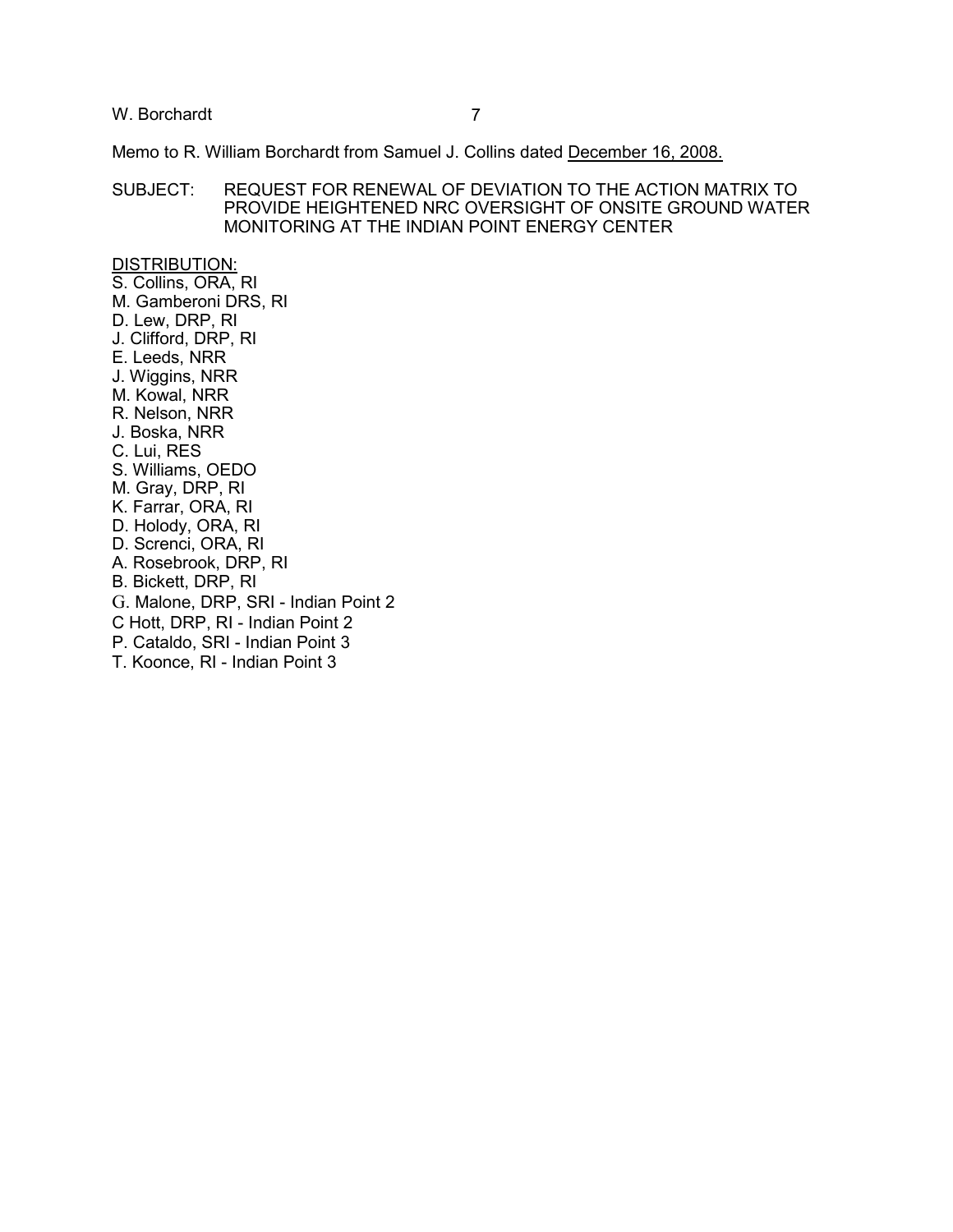Memo to R. William Borchardt from Samuel J. Collins dated December 16, 2008.

SUBJECT: REQUEST FOR RENEWAL OF DEVIATION TO THE ACTION MATRIX TO PROVIDE HEIGHTENED NRC OVERSIGHT OF ONSITE GROUND WATER MONITORING AT THE INDIAN POINT ENERGY CENTER

DISTRIBUTION:
S. Collins, ORA, RI
M. Gamberoni DRS, RI
D. Lew, DRP, RI
J. Clifford, DRP, RI
E. Leeds, NRR
J. Wiggins, NRR
M. Kowal, NRR
R. Nelson, NRR
J. Boska, NRR
C. Lui, RES
S. Williams, OEDO
M. Gray, DRP, RI
K. Farrar, ORA, RI
D. Holody, ORA, RI
D. Screnci, ORA, RI
A. Rosebrook, DRP, RI
B. Bickett, DRP, RI
G. Malone, DRP, SRI - Indian Point 2
C Hott, DRP, RI - Indian Point 2
P. Cataldo, SRI - Indian Point 3
T. Koonce, RI - Indian Point 3